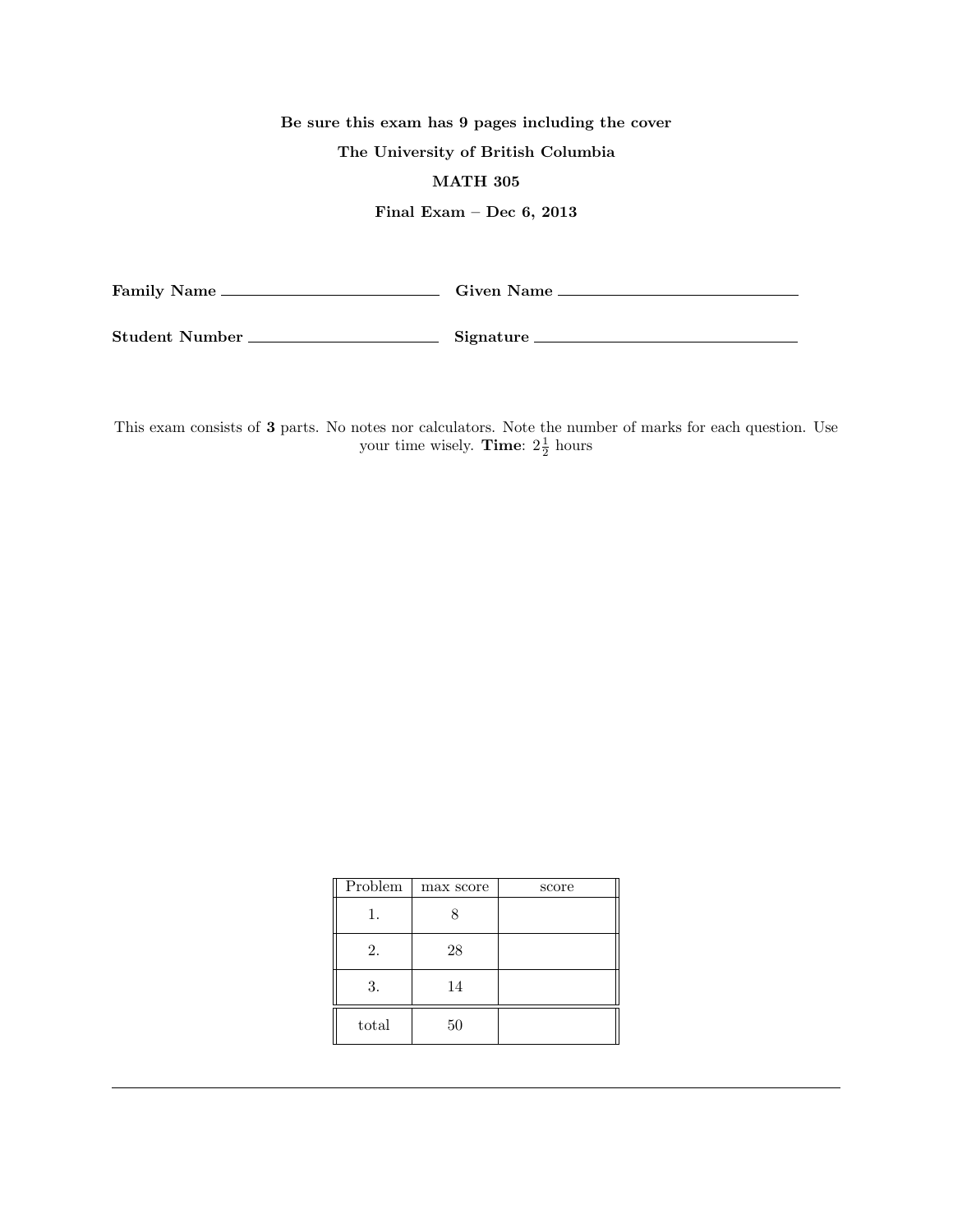**Be sure this exam has 9 pages including the cover**

**The University of British Columbia**

**MATH 305**

**Final Exam – Dec 6, 2013**

**Family Name** ______________________ **Given Name** ______________________

**Student Number** ______________________ **Signature** ______________________

This exam consists of **3** parts. No notes nor calculators. Note the number of marks for each question. Use your time wisely. **Time**: $2\frac{1}{2}$ hours

| Problem | max score | score |
|---|---|---|
| 1. | 8 | |
| 2. | 28 | |
| 3. | 14 | |
| total | 50 | |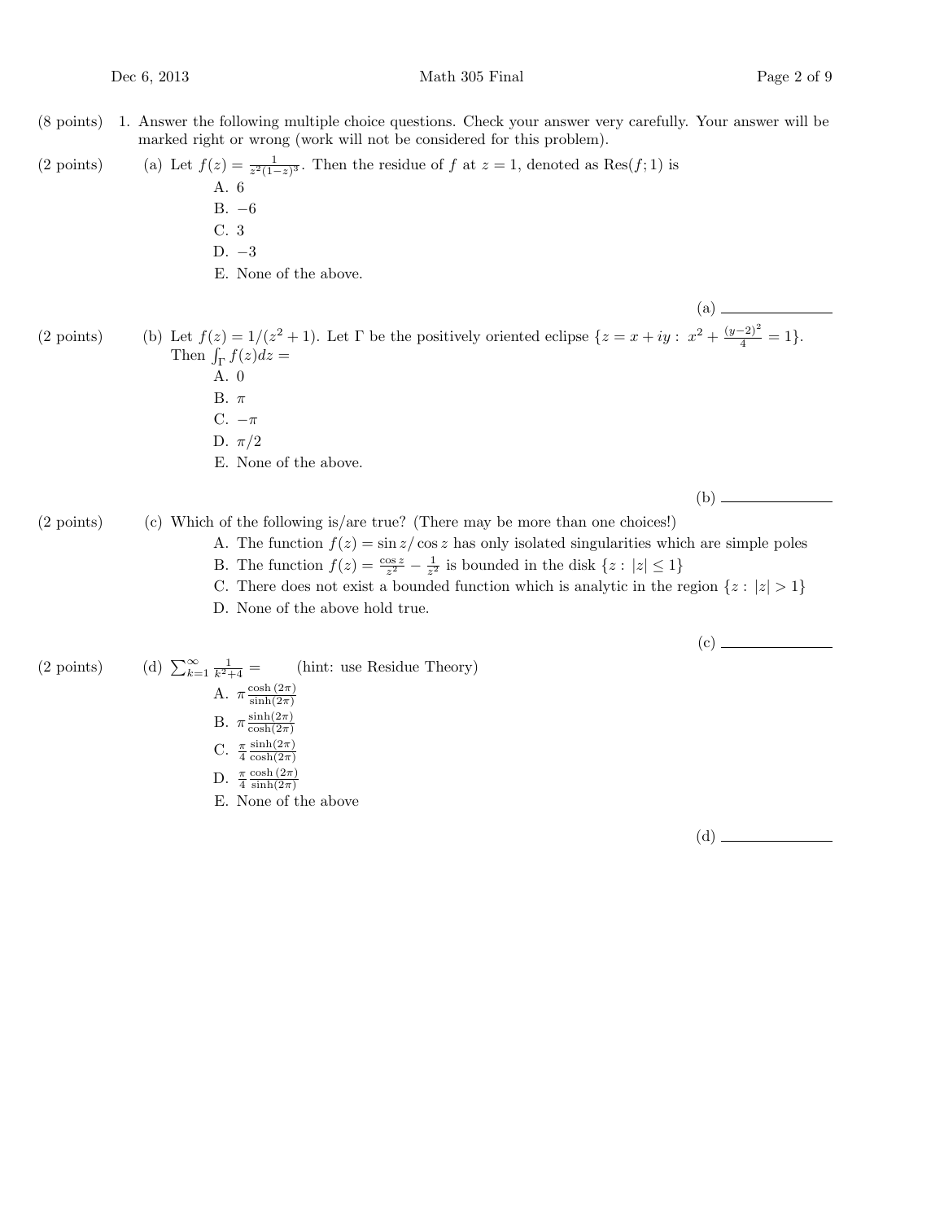(8 points) 1. Answer the following multiple choice questions. Check your answer very carefully. Your answer will be marked right or wrong (work will not be considered for this problem).

(2 points) (a) Let $f(z) = \frac{1}{z^2(1-z)^3}$. Then the residue of $f$ at $z = 1$, denoted as $\text{Res}(f; 1)$ is

A. 6

B. $-6$

C. 3

D. $-3$

E. None of the above.

(a) ______________

(2 points) (b) Let $f(z) = 1/(z^2 + 1)$. Let $\Gamma$ be the positively oriented eclipse $\{z = x + iy : \ x^2 + \frac{(y-2)^2}{4} = 1\}$. Then $\int_\Gamma f(z)dz =$

A. 0

B. $\pi$

C. $-\pi$

D. $\pi/2$

E. None of the above.

(b) ______________

(2 points) (c) Which of the following is/are true? (There may be more than one choices!)

A. The function $f(z) = \sin z / \cos z$ has only isolated singularities which are simple poles

B. The function $f(z) = \frac{\cos z}{z^2} - \frac{1}{z^2}$ is bounded in the disk $\{z : |z| \leq 1\}$

C. There does not exist a bounded function which is analytic in the region $\{z : |z| > 1\}$

D. None of the above hold true.

(c) ______________

(2 points) (d) $\sum_{k=1}^{\infty} \frac{1}{k^2+4} =$ (hint: use Residue Theory)

A. $\pi \frac{\cosh(2\pi)}{\sinh(2\pi)}$

B. $\pi \frac{\sinh(2\pi)}{\cosh(2\pi)}$

C. $\frac{\pi}{4} \frac{\sinh(2\pi)}{\cosh(2\pi)}$

D. $\frac{\pi}{4} \frac{\cosh(2\pi)}{\sinh(2\pi)}$

E. None of the above

(d) ______________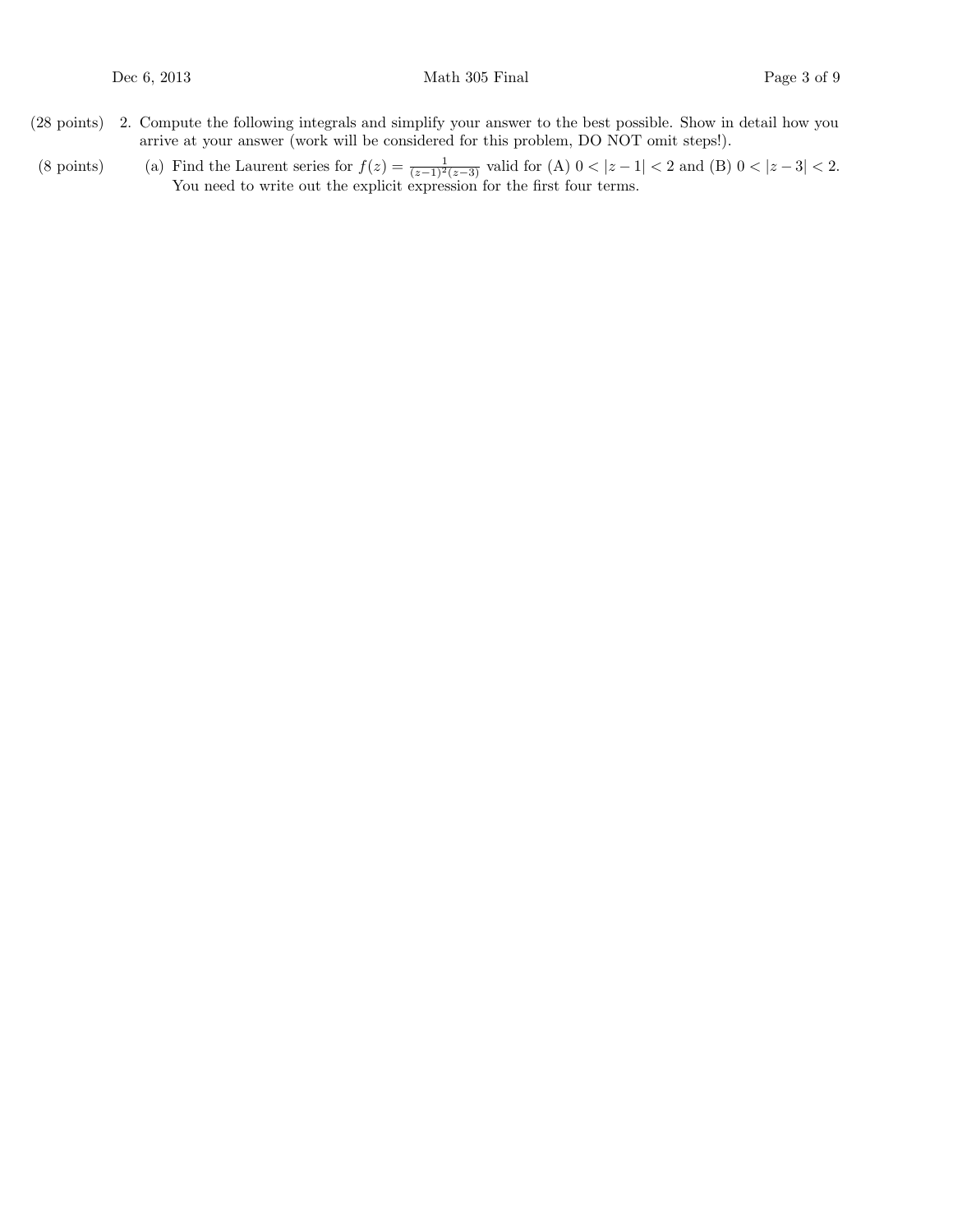(28 points) 2. Compute the following integrals and simplify your answer to the best possible. Show in detail how you arrive at your answer (work will be considered for this problem, DO NOT omit steps!).

(8 points) (a) Find the Laurent series for $f(z) = \frac{1}{(z-1)^2(z-3)}$ valid for (A) $0 < |z-1| < 2$ and (B) $0 < |z-3| < 2$. You need to write out the explicit expression for the first four terms.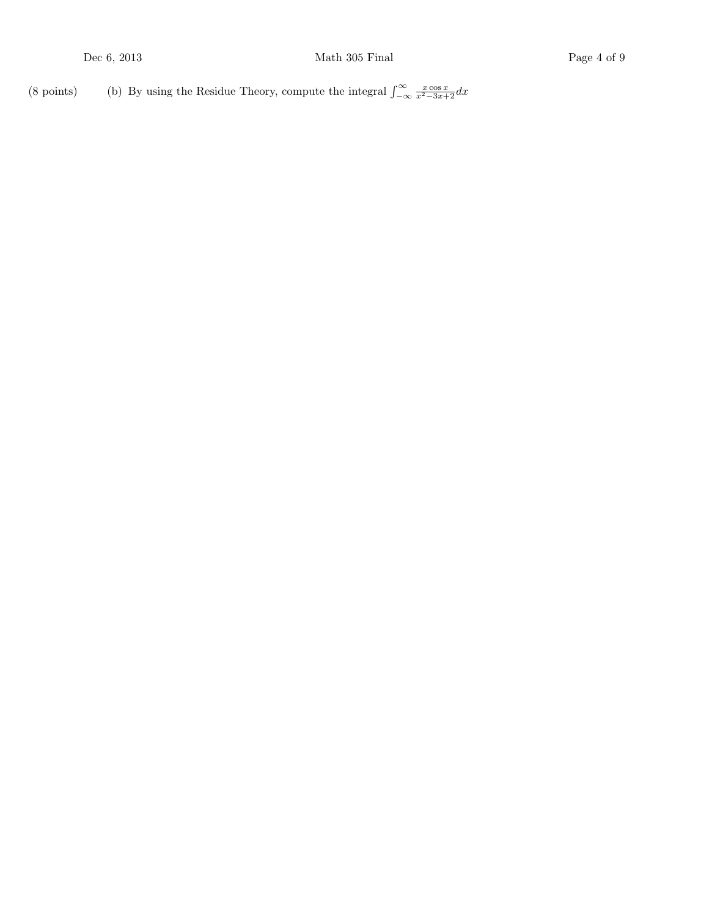(8 points) (b) By using the Residue Theory, compute the integral $\int_{-\infty}^{\infty} \frac{x \cos x}{x^2-3x+2} dx$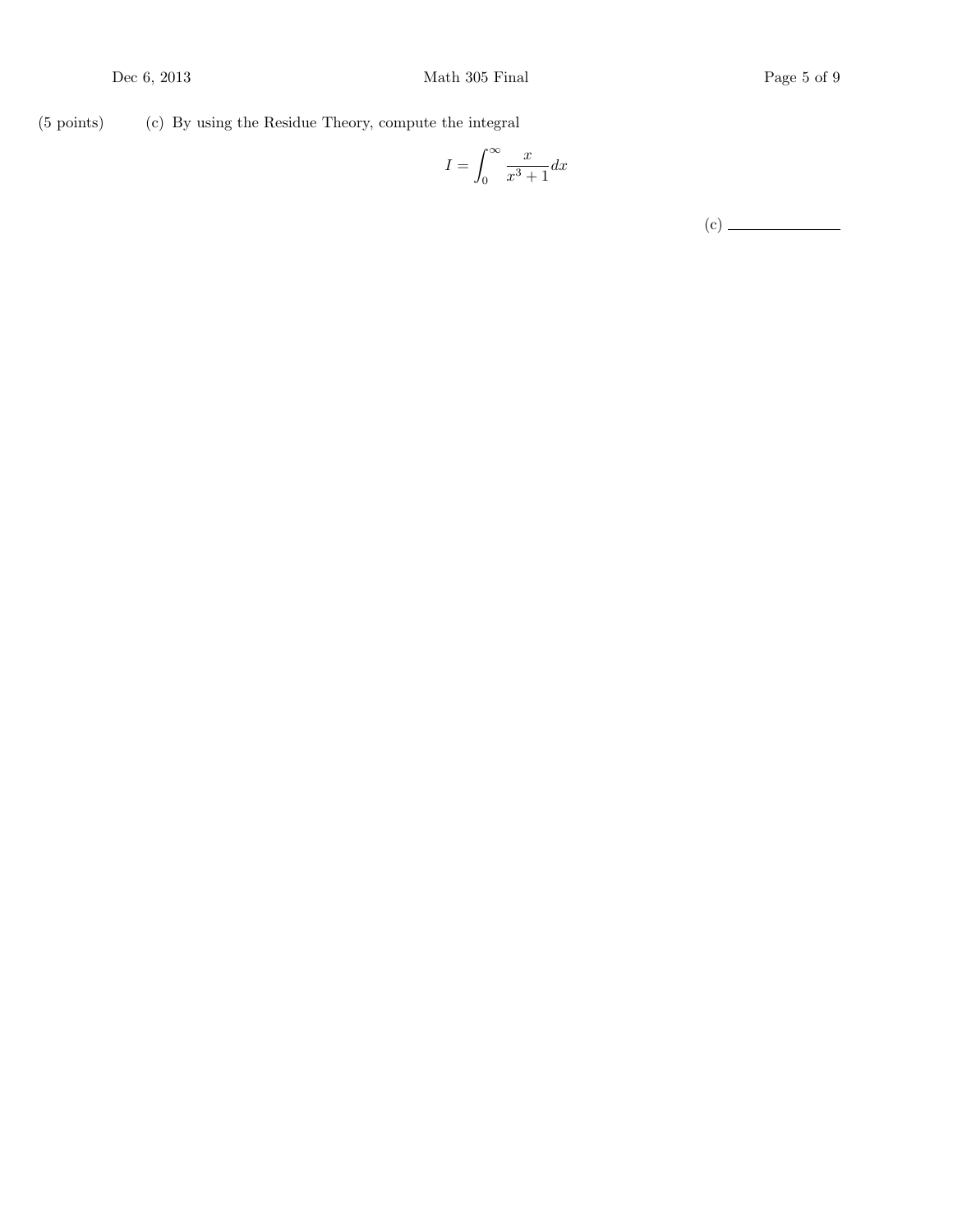(5 points) (c) By using the Residue Theory, compute the integral

$$I = \int_0^\infty \frac{x}{x^3+1} dx$$

(c) ______________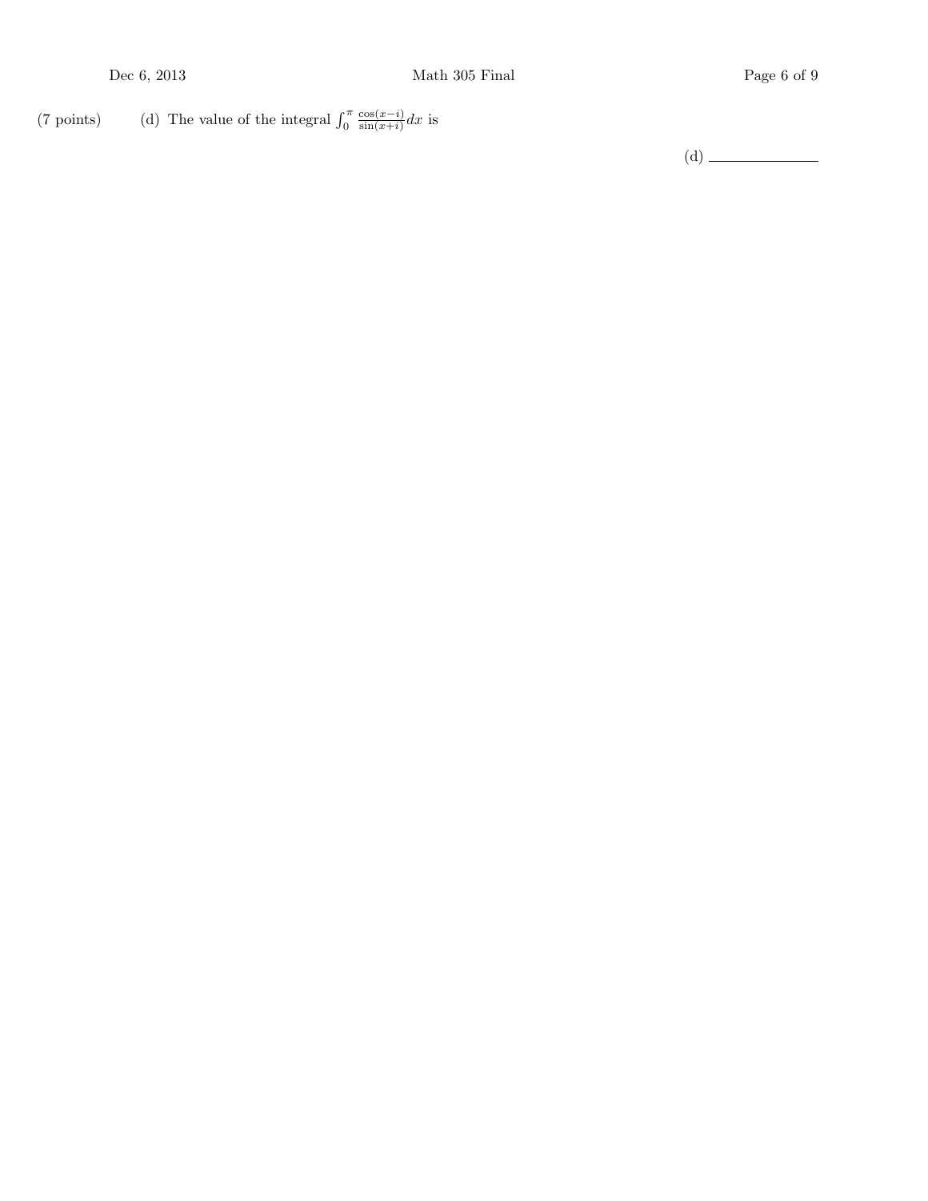(7 points) (d) The value of the integral $\int_0^\pi \frac{\cos(x-i)}{\sin(x+i)}dx$ is

(d) ______________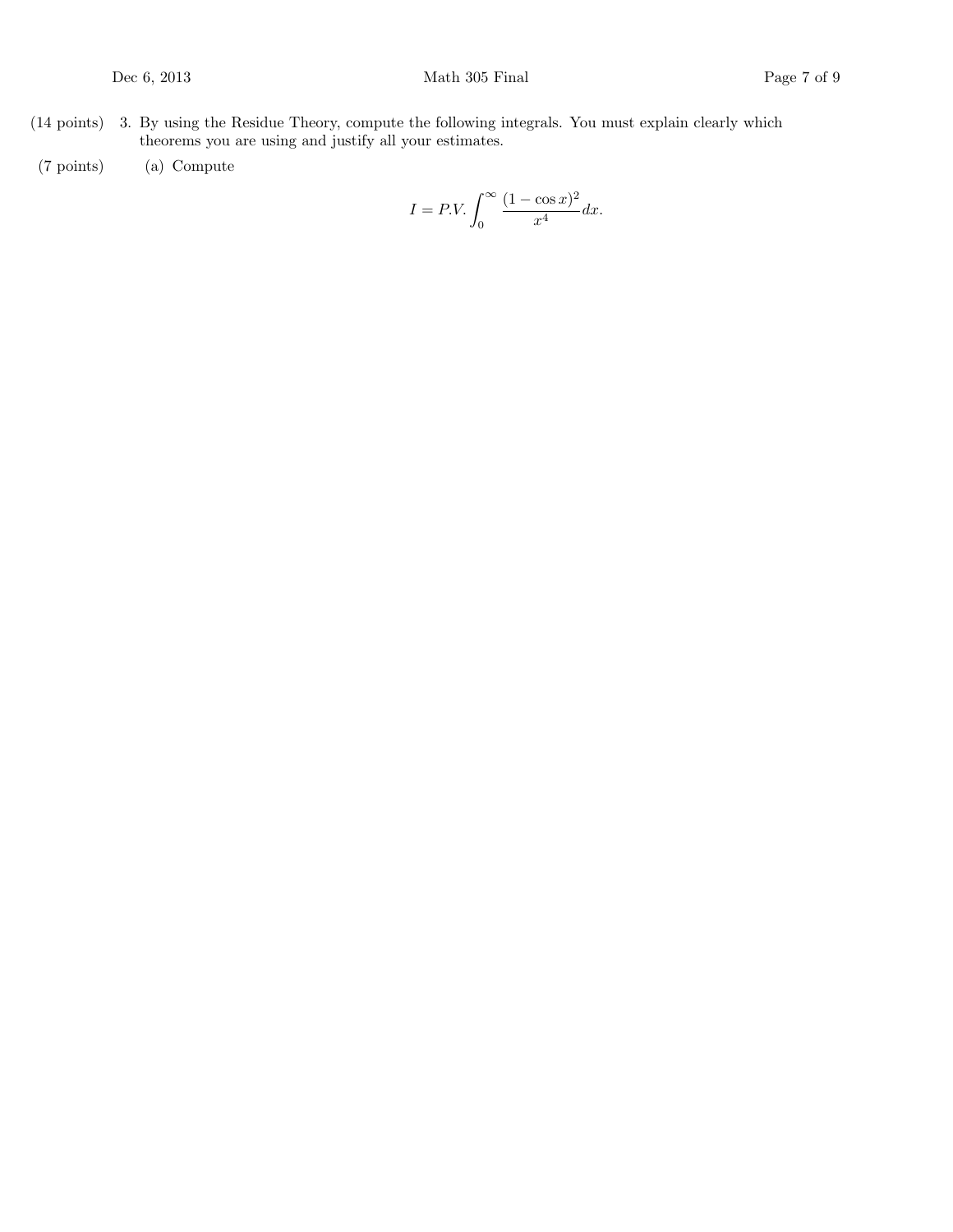(14 points) 3. By using the Residue Theory, compute the following integrals. You must explain clearly which theorems you are using and justify all your estimates.

(7 points) (a) Compute

$$I = P.V. \int_0^\infty \frac{(1-\cos x)^2}{x^4} dx.$$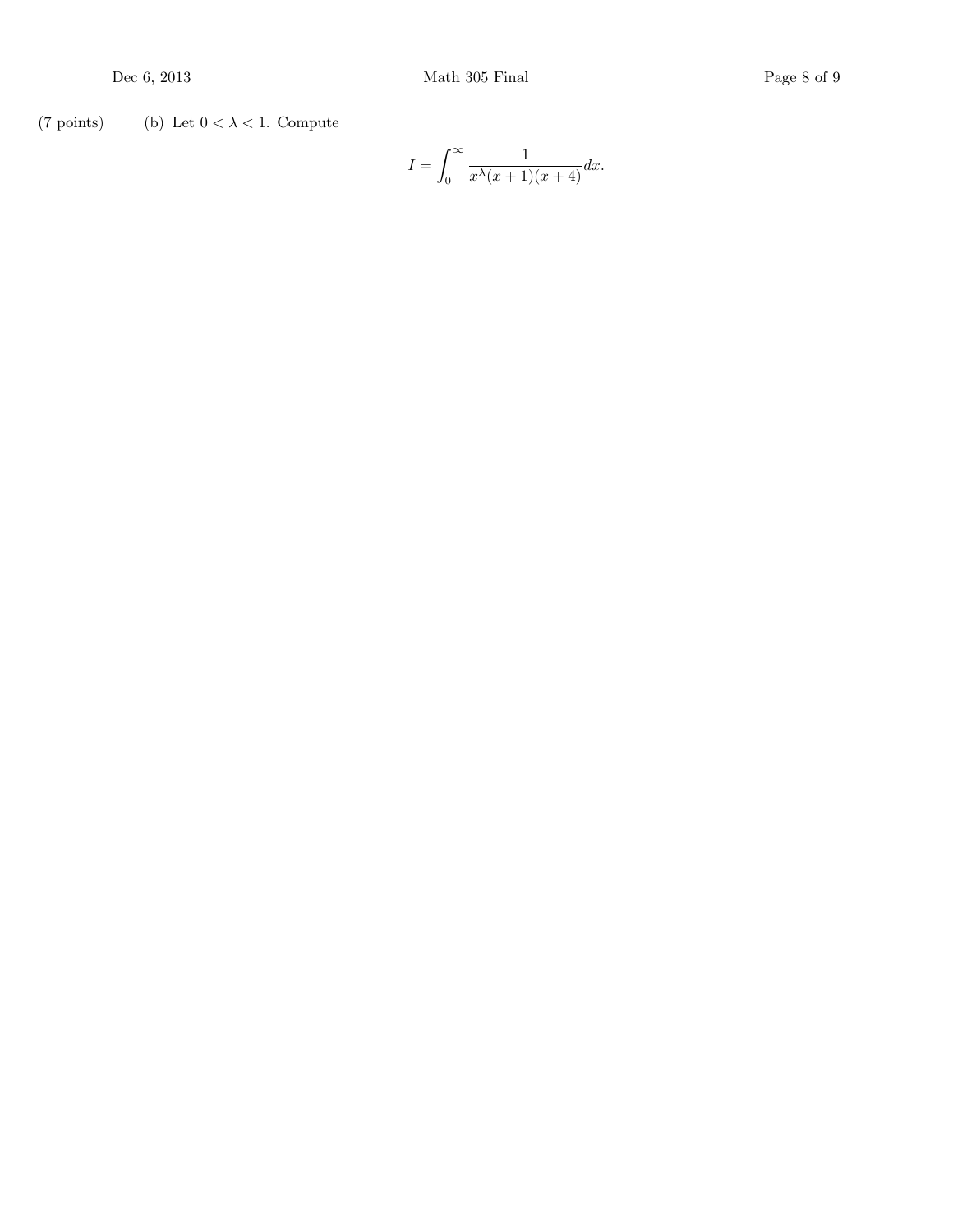(7 points) (b) Let $0 < \lambda < 1$. Compute

$$I = \int_0^\infty \frac{1}{x^\lambda (x+1)(x+4)} dx.$$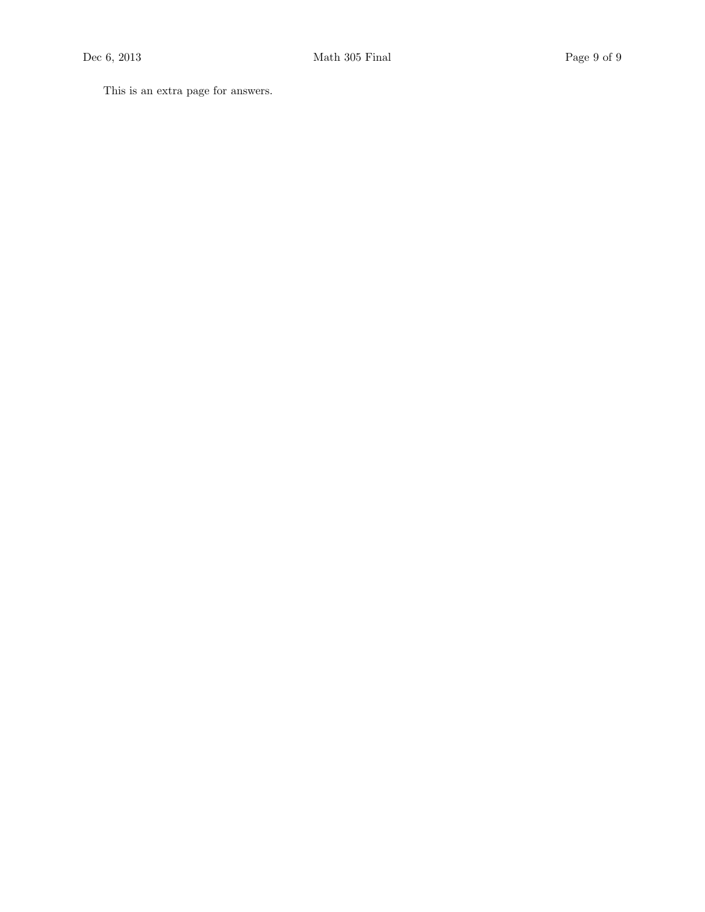This is an extra page for answers.